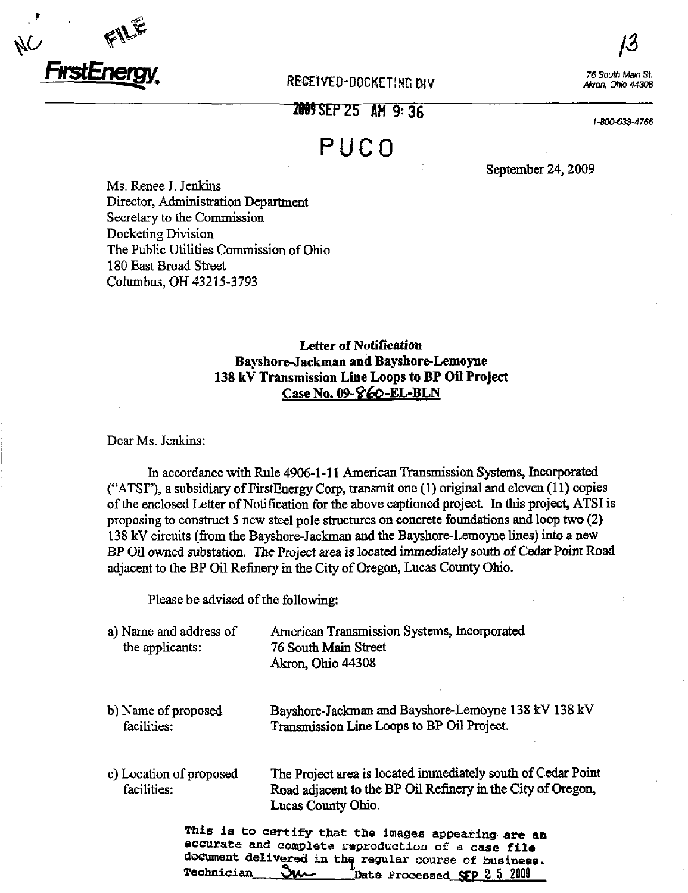NC FILE

FirstEnergy.

RECEIVED-DOCKETING DIV

2009 SEP 25 AM 9:36

PUCO

13

76 South Main St.
Akron, Ohio 44308

1-800-633-4766

September 24, 2009

Ms. Renee J. Jenkins
Director, Administration Department
Secretary to the Commission
Docketing Division
The Public Utilities Commission of Ohio
180 East Broad Street
Columbus, OH 43215-3793

***Letter of Notification***
**Bayshore-Jackman and Bayshore-Lemoyne**
**138 kV Transmission Line Loops to BP Oil Project**
**Case No. 09-860-EL-BLN**

Dear Ms. Jenkins:

In accordance with Rule 4906-1-11 American Transmission Systems, Incorporated ("ATSI"), a subsidiary of FirstEnergy Corp, transmit one (1) original and eleven (11) copies of the enclosed Letter of Notification for the above captioned project. In this project, ATSI is proposing to construct 5 new steel pole structures on concrete foundations and loop two (2) 138 kV circuits (from the Bayshore-Jackman and the Bayshore-Lemoyne lines) into a new BP Oil owned substation. The Project area is located immediately south of Cedar Point Road adjacent to the BP Oil Refinery in the City of Oregon, Lucas County Ohio.

Please be advised of the following:

a) Name and address of the applicants: American Transmission Systems, Incorporated
76 South Main Street
Akron, Ohio 44308

b) Name of proposed facilities: Bayshore-Jackman and Bayshore-Lemoyne 138 kV 138 kV Transmission Line Loops to BP Oil Project.

c) Location of proposed facilities: The Project area is located immediately south of Cedar Point Road adjacent to the BP Oil Refinery in the City of Oregon, Lucas County Ohio.

This is to certify that the images appearing are an accurate and complete reproduction of a case file document delivered in the regular course of business.
Technician Sw Date Processed SEP 25 2009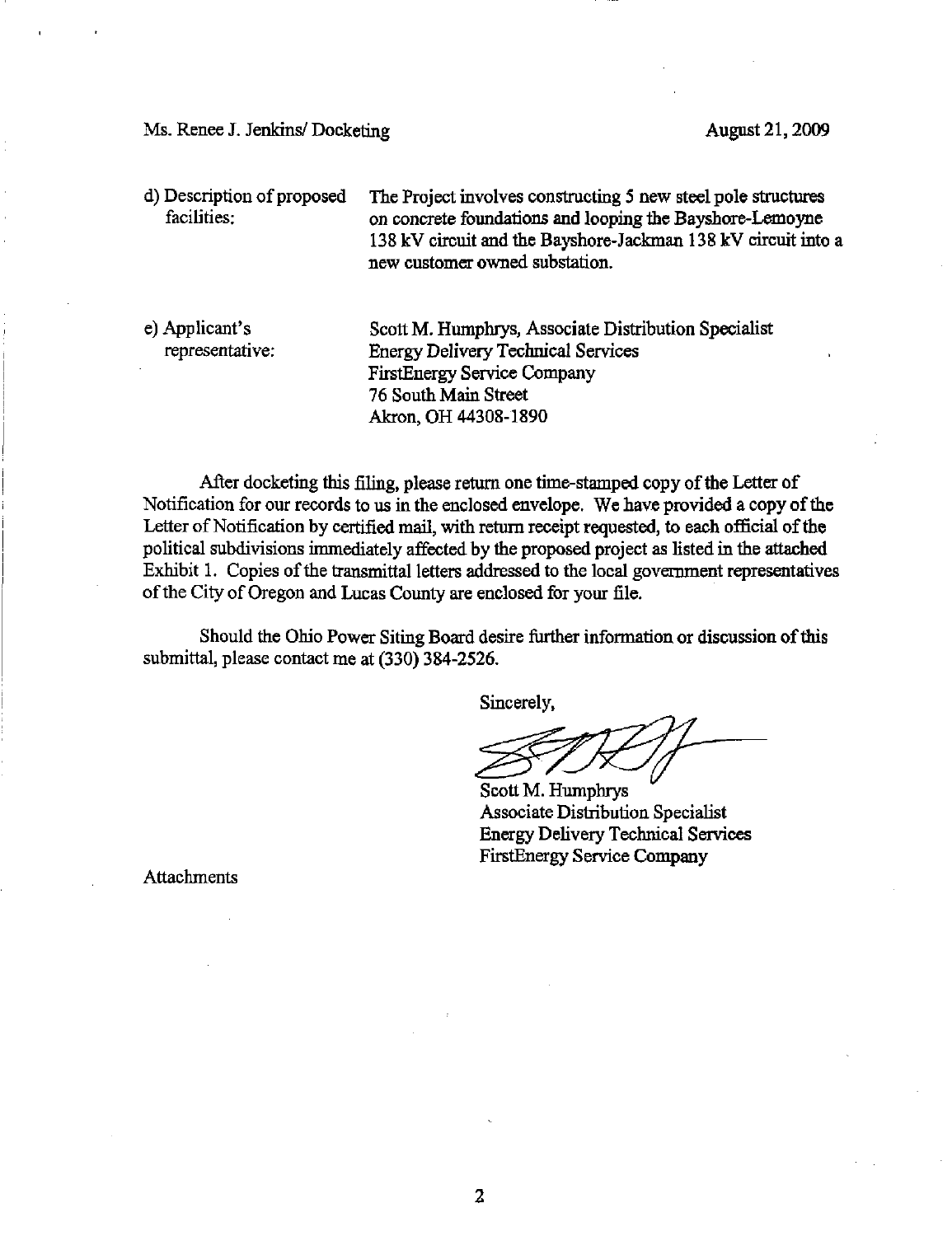Ms. Renee J. Jenkins/ Docketing August 21, 2009

d) Description of proposed facilities: The Project involves constructing 5 new steel pole structures on concrete foundations and looping the Bayshore-Lemoyne 138 kV circuit and the Bayshore-Jackman 138 kV circuit into a new customer owned substation.

e) Applicant's representative: Scott M. Humphrys, Associate Distribution Specialist
Energy Delivery Technical Services
FirstEnergy Service Company
76 South Main Street
Akron, OH 44308-1890

After docketing this filing, please return one time-stamped copy of the Letter of Notification for our records to us in the enclosed envelope. We have provided a copy of the Letter of Notification by certified mail, with return receipt requested, to each official of the political subdivisions immediately affected by the proposed project as listed in the attached Exhibit 1. Copies of the transmittal letters addressed to the local government representatives of the City of Oregon and Lucas County are enclosed for your file.

Should the Ohio Power Siting Board desire further information or discussion of this submittal, please contact me at (330) 384-2526.

Sincerely,

Scott M. Humphrys
Associate Distribution Specialist
Energy Delivery Technical Services
FirstEnergy Service Company

Attachments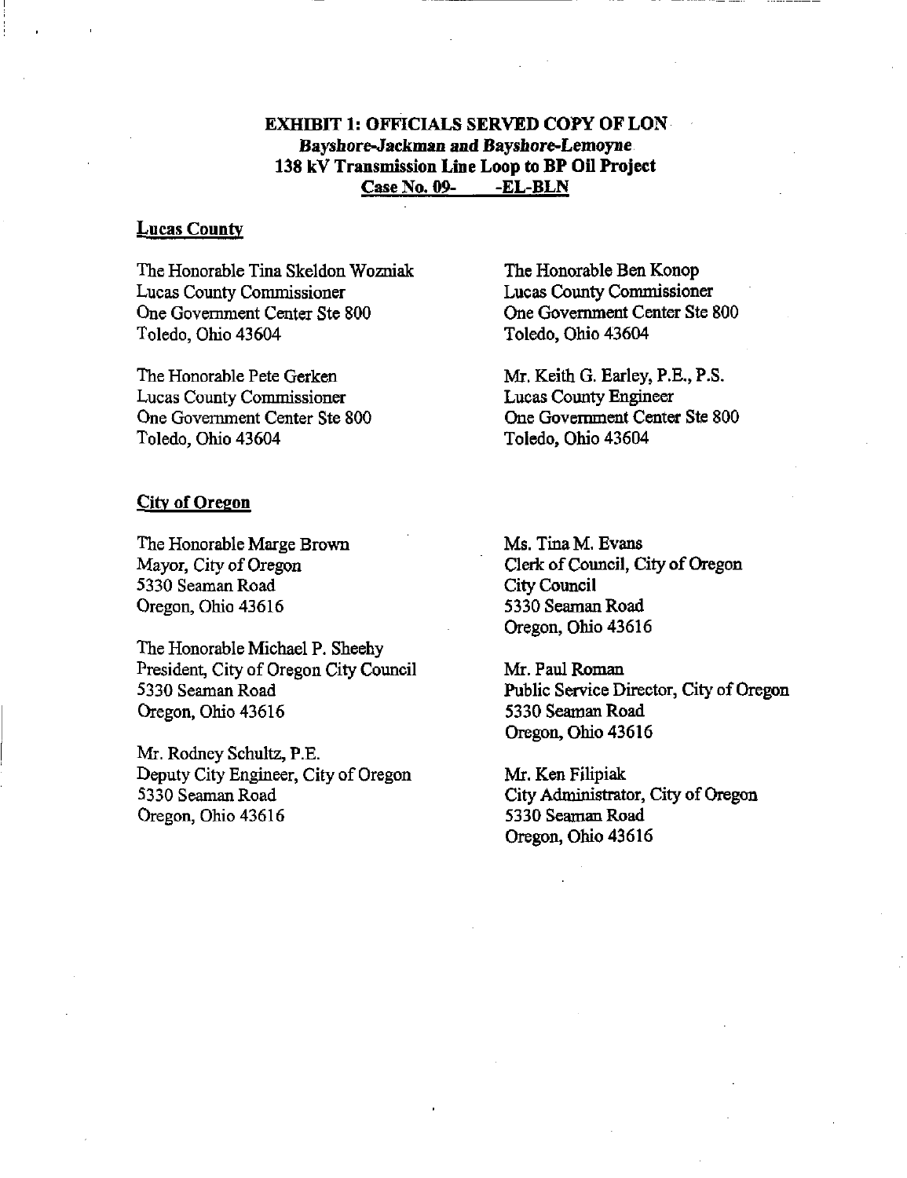**EXHIBIT 1: OFFICIALS SERVED COPY OF LON**
***Bayshore-Jackman and Bayshore-Lemoyne***
**138 kV Transmission Line Loop to BP Oil Project**
**Case No. 09- -EL-BLN**

**Lucas County**

The Honorable Tina Skeldon Wozniak
Lucas County Commissioner
One Government Center Ste 800
Toledo, Ohio 43604

The Honorable Pete Gerken
Lucas County Commissioner
One Government Center Ste 800
Toledo, Ohio 43604

The Honorable Ben Konop
Lucas County Commissioner
One Government Center Ste 800
Toledo, Ohio 43604

Mr. Keith G. Earley, P.E., P.S.
Lucas County Engineer
One Government Center Ste 800
Toledo, Ohio 43604

**City of Oregon**

The Honorable Marge Brown
Mayor, City of Oregon
5330 Seaman Road
Oregon, Ohio 43616

The Honorable Michael P. Sheehy
President, City of Oregon City Council
5330 Seaman Road
Oregon, Ohio 43616

Mr. Rodney Schultz, P.E.
Deputy City Engineer, City of Oregon
5330 Seaman Road
Oregon, Ohio 43616

Ms. Tina M. Evans
Clerk of Council, City of Oregon
City Council
5330 Seaman Road
Oregon, Ohio 43616

Mr. Paul Roman
Public Service Director, City of Oregon
5330 Seaman Road
Oregon, Ohio 43616

Mr. Ken Filipiak
City Administrator, City of Oregon
5330 Seaman Road
Oregon, Ohio 43616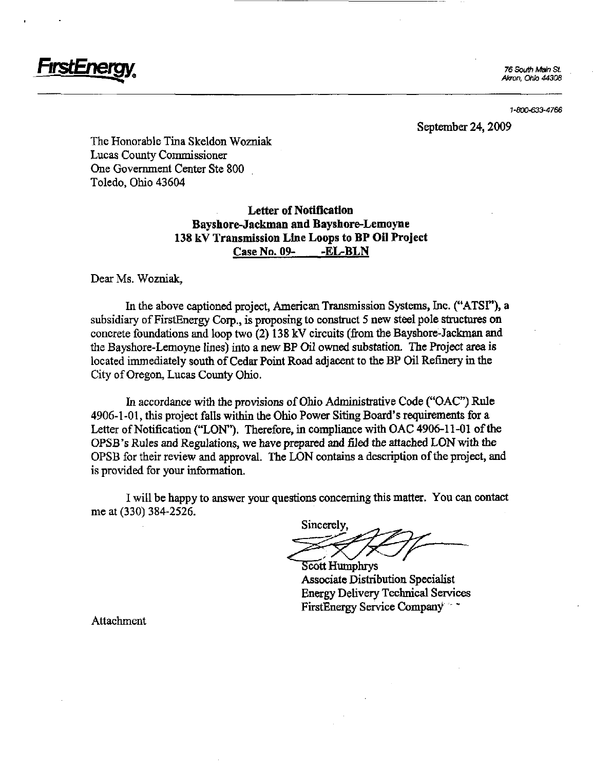**FirstEnergy.**

76 South Main St.
Akron, Ohio 44308

1-800-633-4766

September 24, 2009

The Honorable Tina Skeldon Wozniak
Lucas County Commissioner
One Government Center Ste 800
Toledo, Ohio 43604

**Letter of Notification**
**Bayshore-Jackman and Bayshore-Lemoyne**
**138 kV Transmission Line Loops to BP Oil Project**
**Case No. 09-\_\_\_\_\_-EL-BLN**

Dear Ms. Wozniak,

In the above captioned project, American Transmission Systems, Inc. ("ATSI"), a subsidiary of FirstEnergy Corp., is proposing to construct 5 new steel pole structures on concrete foundations and loop two (2) 138 kV circuits (from the Bayshore-Jackman and the Bayshore-Lemoyne lines) into a new BP Oil owned substation. The Project area is located immediately south of Cedar Point Road adjacent to the BP Oil Refinery in the City of Oregon, Lucas County Ohio.

In accordance with the provisions of Ohio Administrative Code ("OAC") Rule 4906-1-01, this project falls within the Ohio Power Siting Board's requirements for a Letter of Notification ("LON"). Therefore, in compliance with OAC 4906-11-01 of the OPSB's Rules and Regulations, we have prepared and filed the attached LON with the OPSB for their review and approval. The LON contains a description of the project, and is provided for your information.

I will be happy to answer your questions concerning this matter. You can contact me at (330) 384-2526.

Sincerely,

Scott Humphrys
Associate Distribution Specialist
Energy Delivery Technical Services
FirstEnergy Service Company

Attachment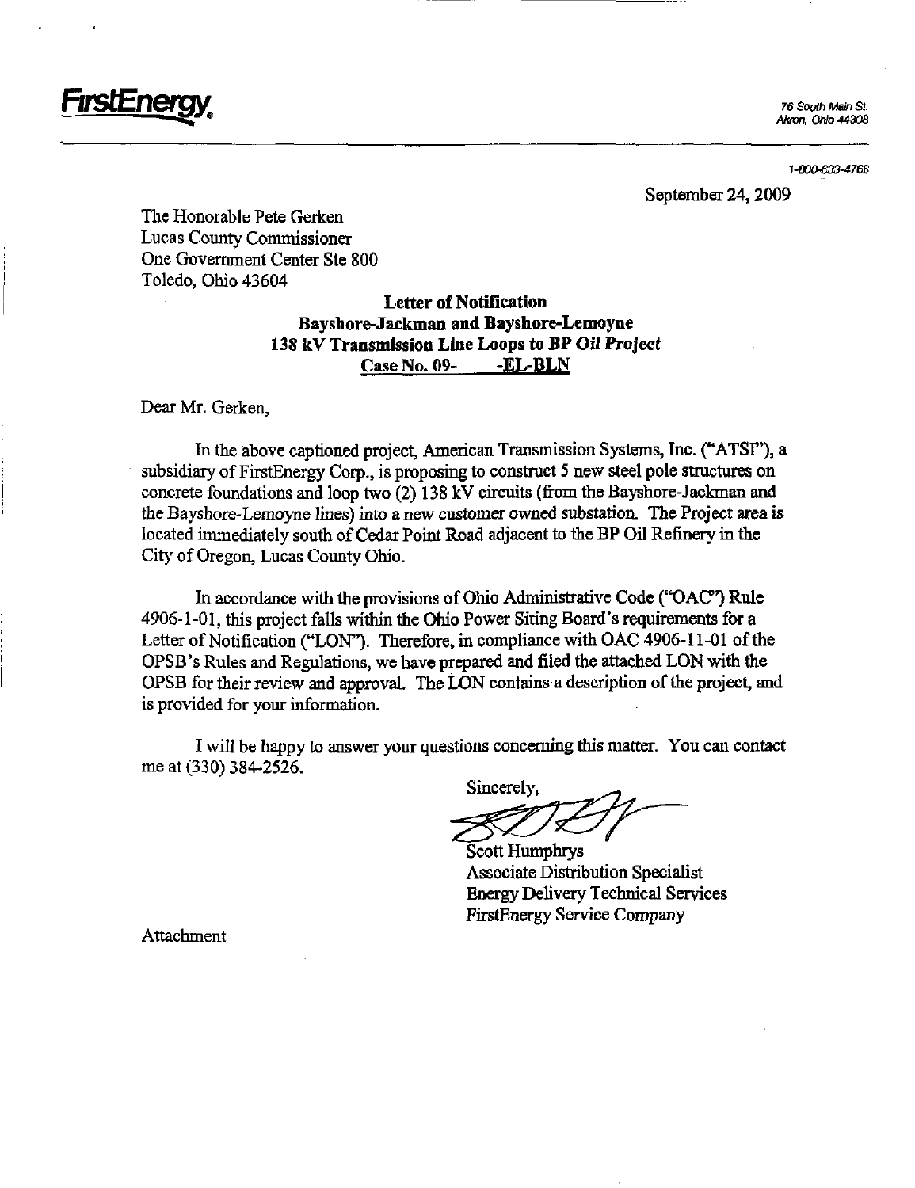**FirstEnergy**

76 South Main St.
Akron, Ohio 44308

1-800-633-4766

September 24, 2009

The Honorable Pete Gerken
Lucas County Commissioner
One Government Center Ste 800
Toledo, Ohio 43604

**Letter of Notification**
**Bayshore-Jackman and Bayshore-Lemoyne**
**138 kV Transmission Line Loops to BP *Oil Project***
**Case No. 09-     -EL-BLN**

Dear Mr. Gerken,

In the above captioned project, American Transmission Systems, Inc. ("ATSI"), a subsidiary of FirstEnergy Corp., is proposing to construct 5 new steel pole structures on concrete foundations and loop two (2) 138 kV circuits (from the Bayshore-Jackman and the Bayshore-Lemoyne lines) into a new customer owned substation. The Project area is located immediately south of Cedar Point Road adjacent to the BP Oil Refinery in the City of Oregon, Lucas County Ohio.

In accordance with the provisions of Ohio Administrative Code ("OAC") Rule 4906-1-01, this project falls within the Ohio Power Siting Board's requirements for a Letter of Notification ("LON"). Therefore, in compliance with OAC 4906-11-01 of the OPSB's Rules and Regulations, we have prepared and filed the attached LON with the OPSB for their review and approval. The LON contains a description of the project, and is provided for your information.

I will be happy to answer your questions concerning this matter. You can contact me at (330) 384-2526.

Sincerely,

Scott Humphrys
Associate Distribution Specialist
Energy Delivery Technical Services
FirstEnergy Service Company

Attachment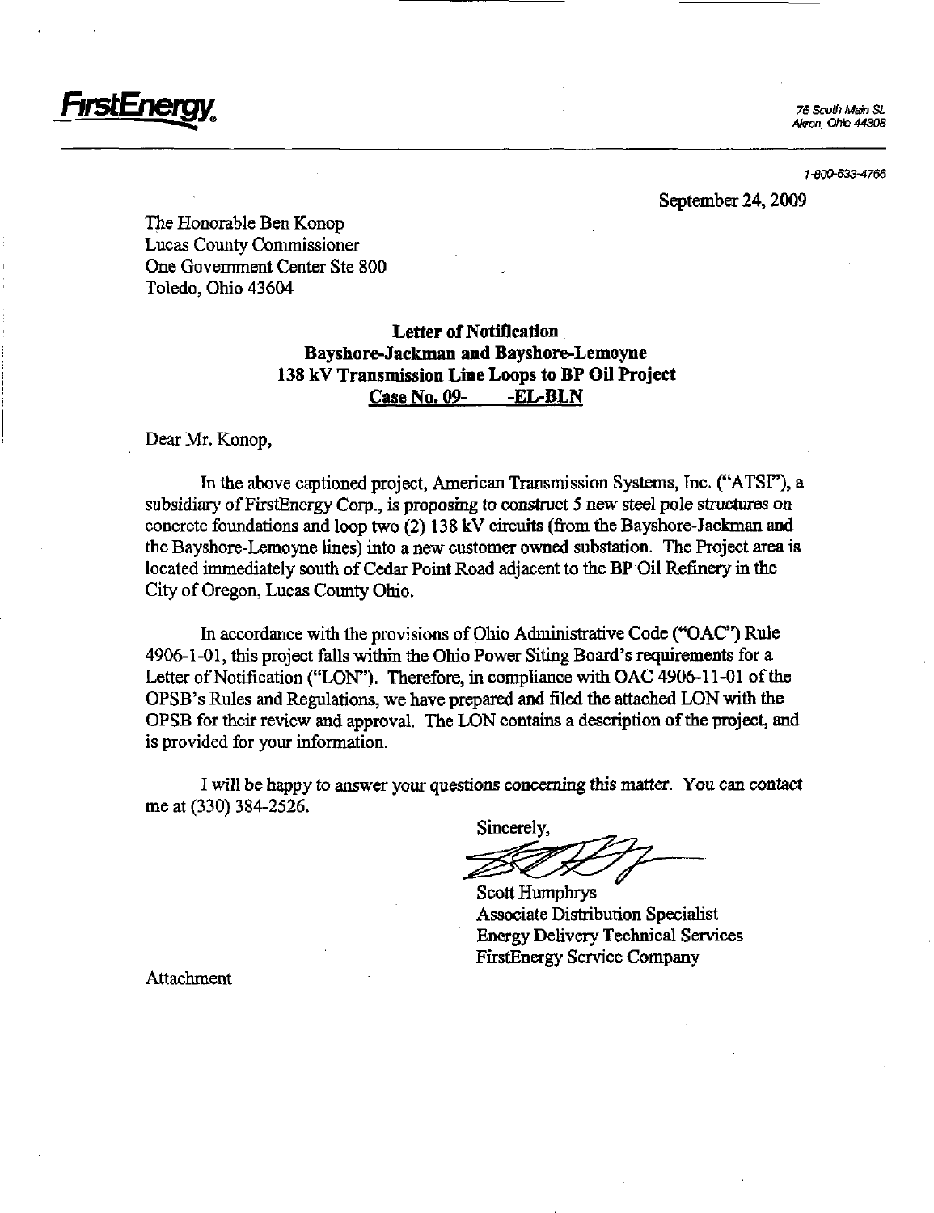**FirstEnergy**

76 South Main St.
Akron, Ohio 44308

1-800-633-4766

September 24, 2009

The Honorable Ben Konop
Lucas County Commissioner
One Government Center Ste 800
Toledo, Ohio 43604

**Letter of Notification**
**Bayshore-Jackman and Bayshore-Lemoyne**
**138 kV Transmission Line Loops to BP Oil Project**
**Case No. 09- -EL-BLN**

Dear Mr. Konop,

In the above captioned project, American Transmission Systems, Inc. ("ATSI"), a subsidiary of FirstEnergy Corp., is proposing to construct 5 new steel pole structures on concrete foundations and loop two (2) 138 kV circuits (from the Bayshore-Jackman and the Bayshore-Lemoyne lines) into a new customer owned substation. The Project area is located immediately south of Cedar Point Road adjacent to the BP Oil Refinery in the City of Oregon, Lucas County Ohio.

In accordance with the provisions of Ohio Administrative Code ("OAC") Rule 4906-1-01, this project falls within the Ohio Power Siting Board's requirements for a Letter of Notification ("LON"). Therefore, in compliance with OAC 4906-11-01 of the OPSB's Rules and Regulations, we have prepared and filed the attached LON with the OPSB for their review and approval. The LON contains a description of the project, and is provided for your information.

I will be happy to answer your questions concerning this matter. You can contact me at (330) 384-2526.

Sincerely,

Scott Humphrys
Associate Distribution Specialist
Energy Delivery Technical Services
FirstEnergy Service Company

Attachment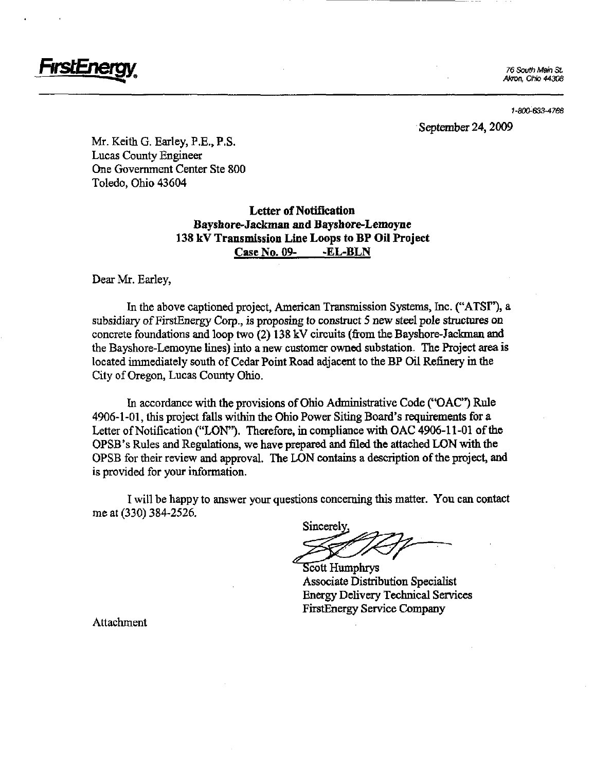FirstEnergy

76 South Main St.
Akron, Ohio 44308

1-800-633-4766

September 24, 2009

Mr. Keith G. Earley, P.E., P.S.
Lucas County Engineer
One Government Center Ste 800
Toledo, Ohio 43604

**Letter of Notification**
**Bayshore-Jackman and Bayshore-Lemoyne**
**138 kV Transmission Line Loops to BP Oil Project**
**Case No. 09- -EL-BLN**

Dear Mr. Earley,

In the above captioned project, American Transmission Systems, Inc. ("ATSI"), a subsidiary of FirstEnergy Corp., is proposing to construct 5 new steel pole structures on concrete foundations and loop two (2) 138 kV circuits (from the Bayshore-Jackman and the Bayshore-Lemoyne lines) into a new customer owned substation. The Project area is located immediately south of Cedar Point Road adjacent to the BP Oil Refinery in the City of Oregon, Lucas County Ohio.

In accordance with the provisions of Ohio Administrative Code ("OAC") Rule 4906-1-01, this project falls within the Ohio Power Siting Board's requirements for a Letter of Notification ("LON"). Therefore, in compliance with OAC 4906-11-01 of the OPSB's Rules and Regulations, we have prepared and filed the attached LON with the OPSB for their review and approval. The LON contains a description of the project, and is provided for your information.

I will be happy to answer your questions concerning this matter. You can contact me at (330) 384-2526.

Sincerely,

Scott Humphrys
Associate Distribution Specialist
Energy Delivery Technical Services
FirstEnergy Service Company

Attachment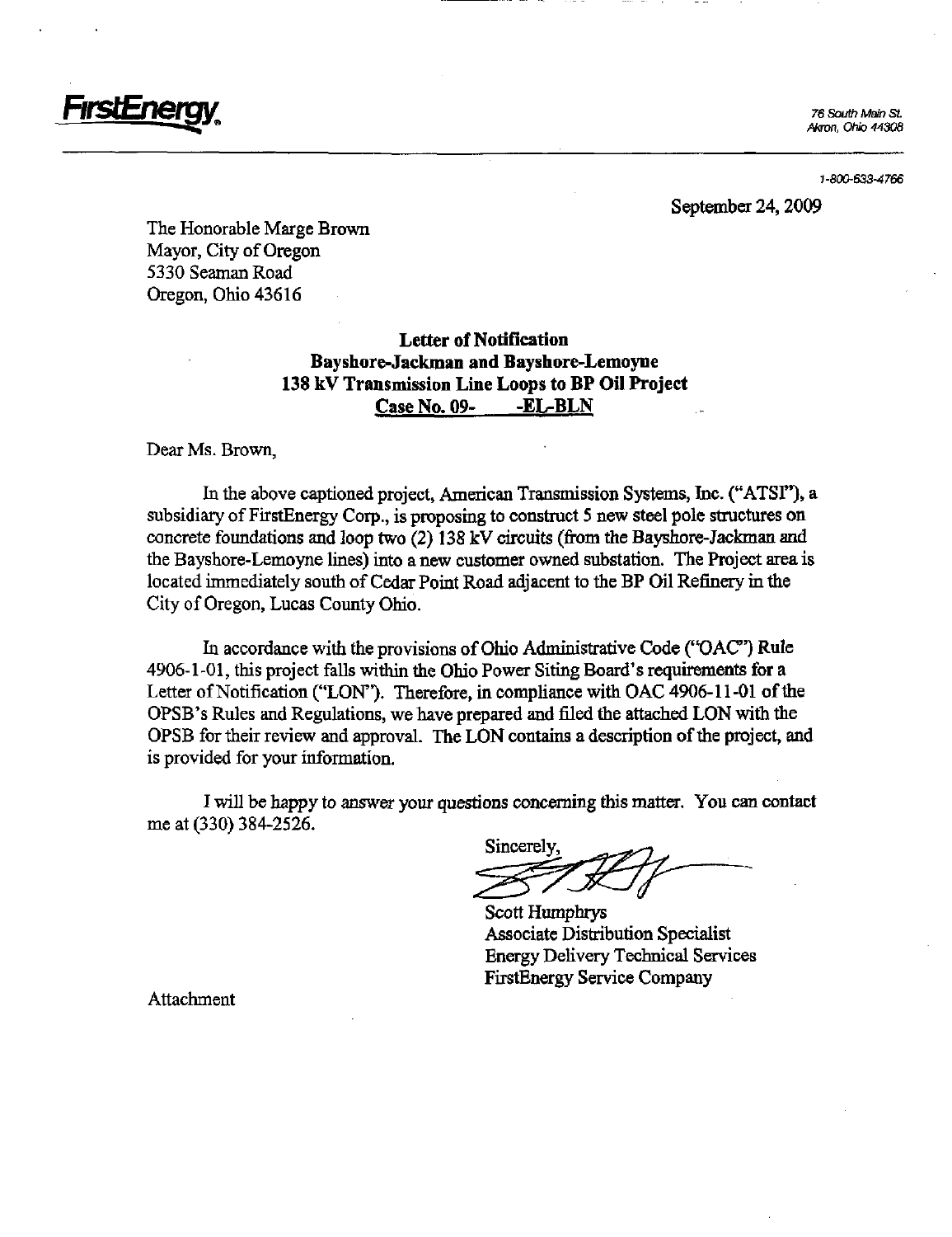**FirstEnergy**

76 South Main St.
Akron, Ohio 44308

1-800-633-4766

September 24, 2009

The Honorable Marge Brown
Mayor, City of Oregon
5330 Seaman Road
Oregon, Ohio 43616

**Letter of Notification**
**Bayshore-Jackman and Bayshore-Lemoyne**
**138 kV Transmission Line Loops to BP Oil Project**
**Case No. 09- -EL-BLN**

Dear Ms. Brown,

In the above captioned project, American Transmission Systems, Inc. ("ATSI"), a subsidiary of FirstEnergy Corp., is proposing to construct 5 new steel pole structures on concrete foundations and loop two (2) 138 kV circuits (from the Bayshore-Jackman and the Bayshore-Lemoyne lines) into a new customer owned substation. The Project area is located immediately south of Cedar Point Road adjacent to the BP Oil Refinery in the City of Oregon, Lucas County Ohio.

In accordance with the provisions of Ohio Administrative Code ("OAC") Rule 4906-1-01, this project falls within the Ohio Power Siting Board's requirements for a Letter of Notification ("LON"). Therefore, in compliance with OAC 4906-11-01 of the OPSB's Rules and Regulations, we have prepared and filed the attached LON with the OPSB for their review and approval. The LON contains a description of the project, and is provided for your information.

I will be happy to answer your questions concerning this matter. You can contact me at (330) 384-2526.

Sincerely,

Scott Humphrys
Associate Distribution Specialist
Energy Delivery Technical Services
FirstEnergy Service Company

Attachment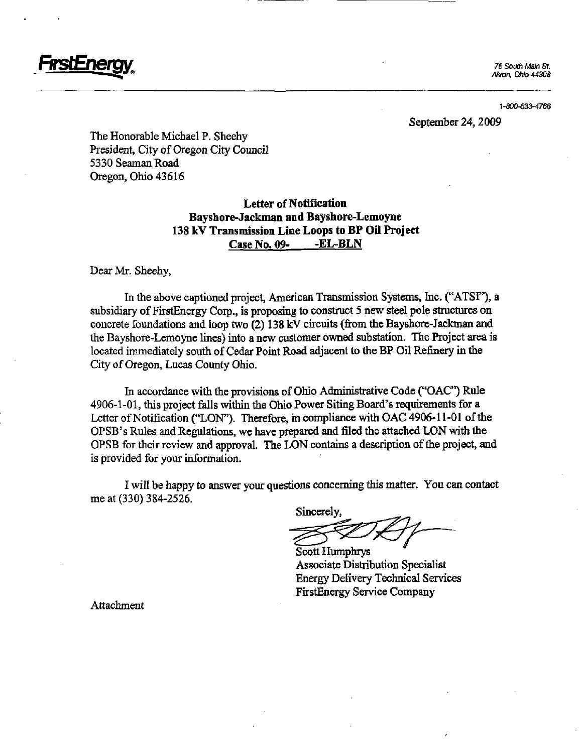**FirstEnergy**

76 South Main St.
Akron, Ohio 44308

1-800-633-4766

September 24, 2009

The Honorable Michael P. Sheehy
President, City of Oregon City Council
5330 Seaman Road
Oregon, Ohio 43616

**Letter of Notification**
**Bayshore-Jackman and Bayshore-Lemoyne**
**138 kV Transmission Line Loops to BP Oil Project**
**Case No. 09- -EL-BLN**

Dear Mr. Sheehy,

In the above captioned project, American Transmission Systems, Inc. ("ATSI"), a subsidiary of FirstEnergy Corp., is proposing to construct 5 new steel pole structures on concrete foundations and loop two (2) 138 kV circuits (from the Bayshore-Jackman and the Bayshore-Lemoyne lines) into a new customer owned substation. The Project area is located immediately south of Cedar Point Road adjacent to the BP Oil Refinery in the City of Oregon, Lucas County Ohio.

In accordance with the provisions of Ohio Administrative Code ("OAC") Rule 4906-1-01, this project falls within the Ohio Power Siting Board's requirements for a Letter of Notification ("LON"). Therefore, in compliance with OAC 4906-11-01 of the OPSB's Rules and Regulations, we have prepared and filed the attached LON with the OPSB for their review and approval. The LON contains a description of the project, and is provided for your information.

I will be happy to answer your questions concerning this matter. You can contact me at (330) 384-2526.

Sincerely,

Scott Humphrys
Associate Distribution Specialist
Energy Delivery Technical Services
FirstEnergy Service Company

Attachment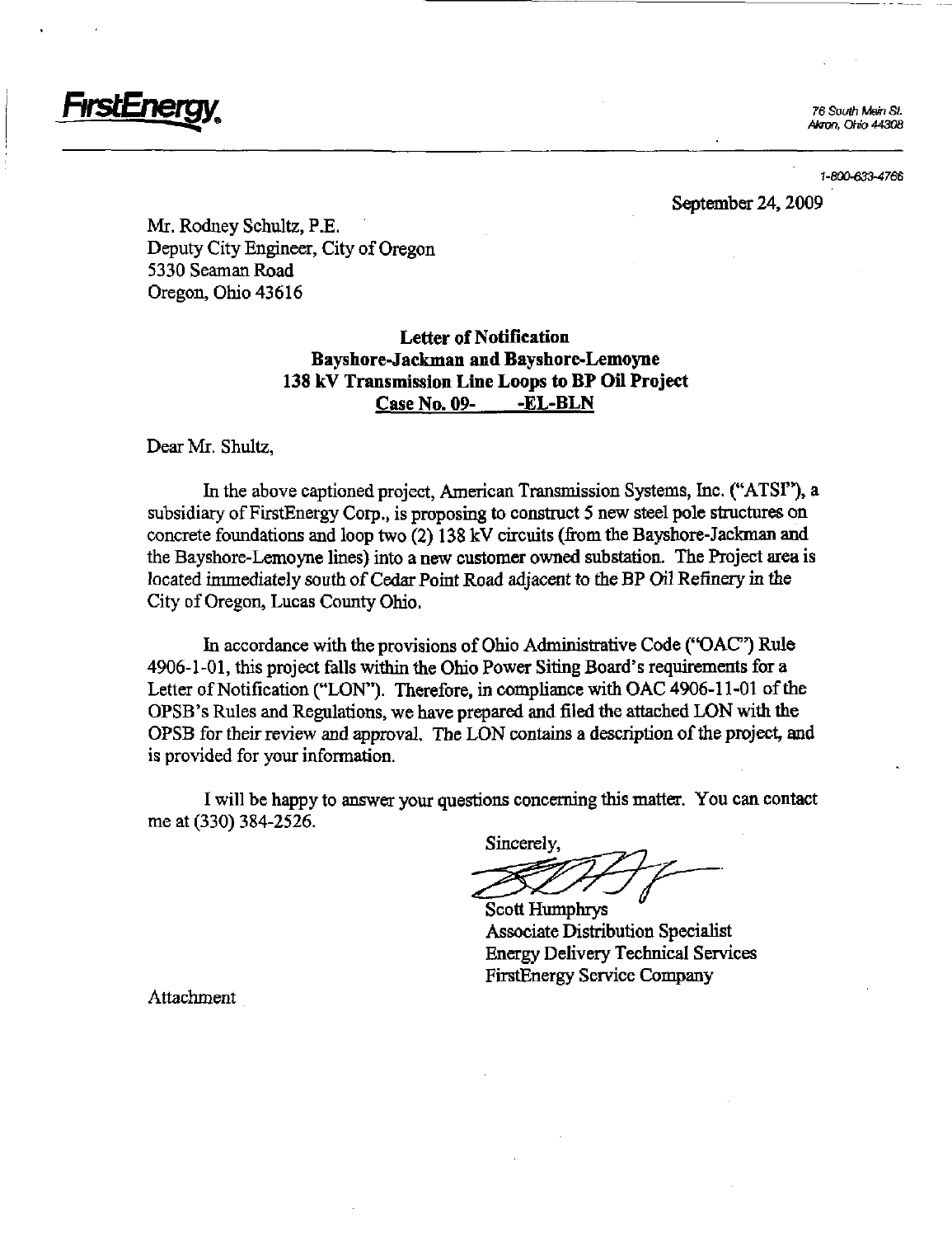**FirstEnergy**

76 South Main St.
Akron, Ohio 44308

1-800-633-4766

September 24, 2009

Mr. Rodney Schultz, P.E.
Deputy City Engineer, City of Oregon
5330 Seaman Road
Oregon, Ohio 43616

**Letter of Notification**
**Bayshore-Jackman and Bayshore-Lemoyne**
**138 kV Transmission Line Loops to BP Oil Project**
**Case No. 09- -EL-BLN**

Dear Mr. Shultz,

In the above captioned project, American Transmission Systems, Inc. ("ATSI"), a subsidiary of FirstEnergy Corp., is proposing to construct 5 new steel pole structures on concrete foundations and loop two (2) 138 kV circuits (from the Bayshore-Jackman and the Bayshore-Lemoyne lines) into a new customer owned substation. The Project area is located immediately south of Cedar Point Road adjacent to the BP Oil Refinery in the City of Oregon, Lucas County Ohio.

In accordance with the provisions of Ohio Administrative Code ("OAC") Rule 4906-1-01, this project falls within the Ohio Power Siting Board's requirements for a Letter of Notification ("LON"). Therefore, in compliance with OAC 4906-11-01 of the OPSB's Rules and Regulations, we have prepared and filed the attached LON with the OPSB for their review and approval. The LON contains a description of the project, and is provided for your information.

I will be happy to answer your questions concerning this matter. You can contact me at (330) 384-2526.

Sincerely,

Scott Humphrys
Associate Distribution Specialist
Energy Delivery Technical Services
FirstEnergy Service Company

Attachment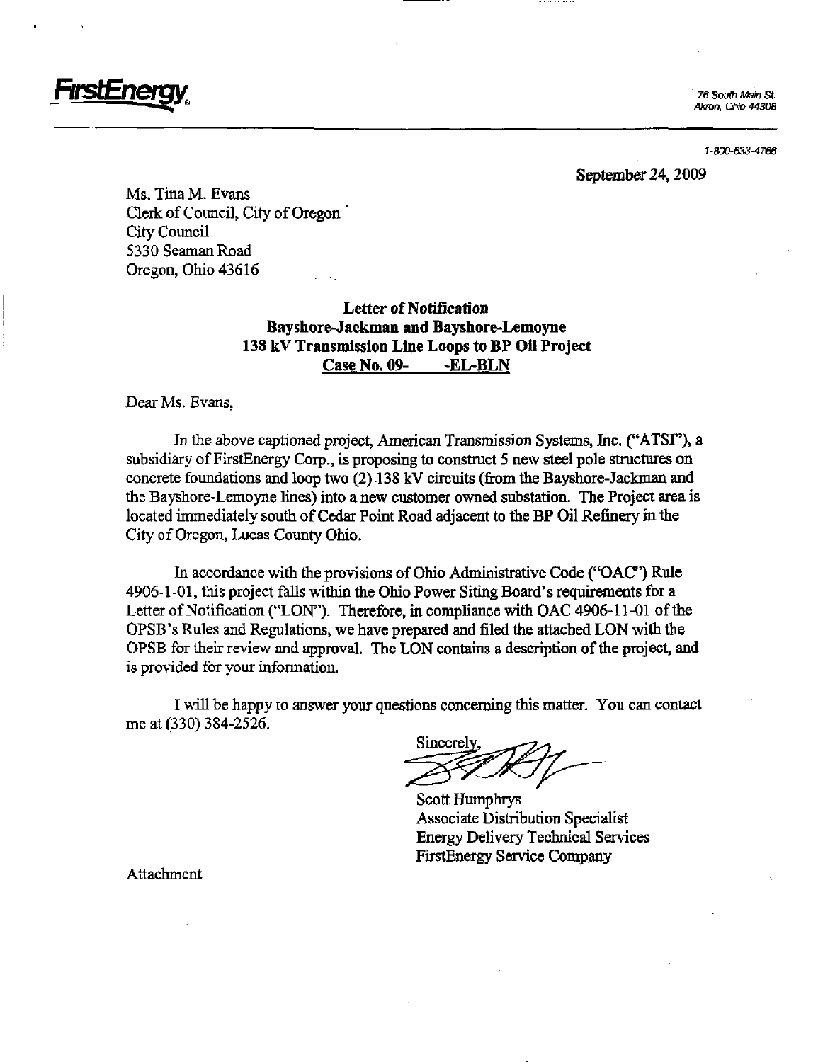**FirstEnergy**

76 South Main St.
Akron, Ohio 44308

1-800-633-4766

September 24, 2009

Ms. Tina M. Evans
Clerk of Council, City of Oregon
City Council
5330 Seaman Road
Oregon, Ohio 43616

**Letter of Notification**
**Bayshore-Jackman and Bayshore-Lemoyne**
**138 kV Transmission Line Loops to BP Oil Project**
**Case No. 09- -EL-BLN**

Dear Ms. Evans,

In the above captioned project, American Transmission Systems, Inc. ("ATSI"), a subsidiary of FirstEnergy Corp., is proposing to construct 5 new steel pole structures on concrete foundations and loop two (2) 138 kV circuits (from the Bayshore-Jackman and the Bayshore-Lemoyne lines) into a new customer owned substation. The Project area is located immediately south of Cedar Point Road adjacent to the BP Oil Refinery in the City of Oregon, Lucas County Ohio.

In accordance with the provisions of Ohio Administrative Code ("OAC") Rule 4906-1-01, this project falls within the Ohio Power Siting Board's requirements for a Letter of Notification ("LON"). Therefore, in compliance with OAC 4906-11-01 of the OPSB's Rules and Regulations, we have prepared and filed the attached LON with the OPSB for their review and approval. The LON contains a description of the project, and is provided for your information.

I will be happy to answer your questions concerning this matter. You can contact me at (330) 384-2526.

Sincerely,

Scott Humphrys
Associate Distribution Specialist
Energy Delivery Technical Services
FirstEnergy Service Company

Attachment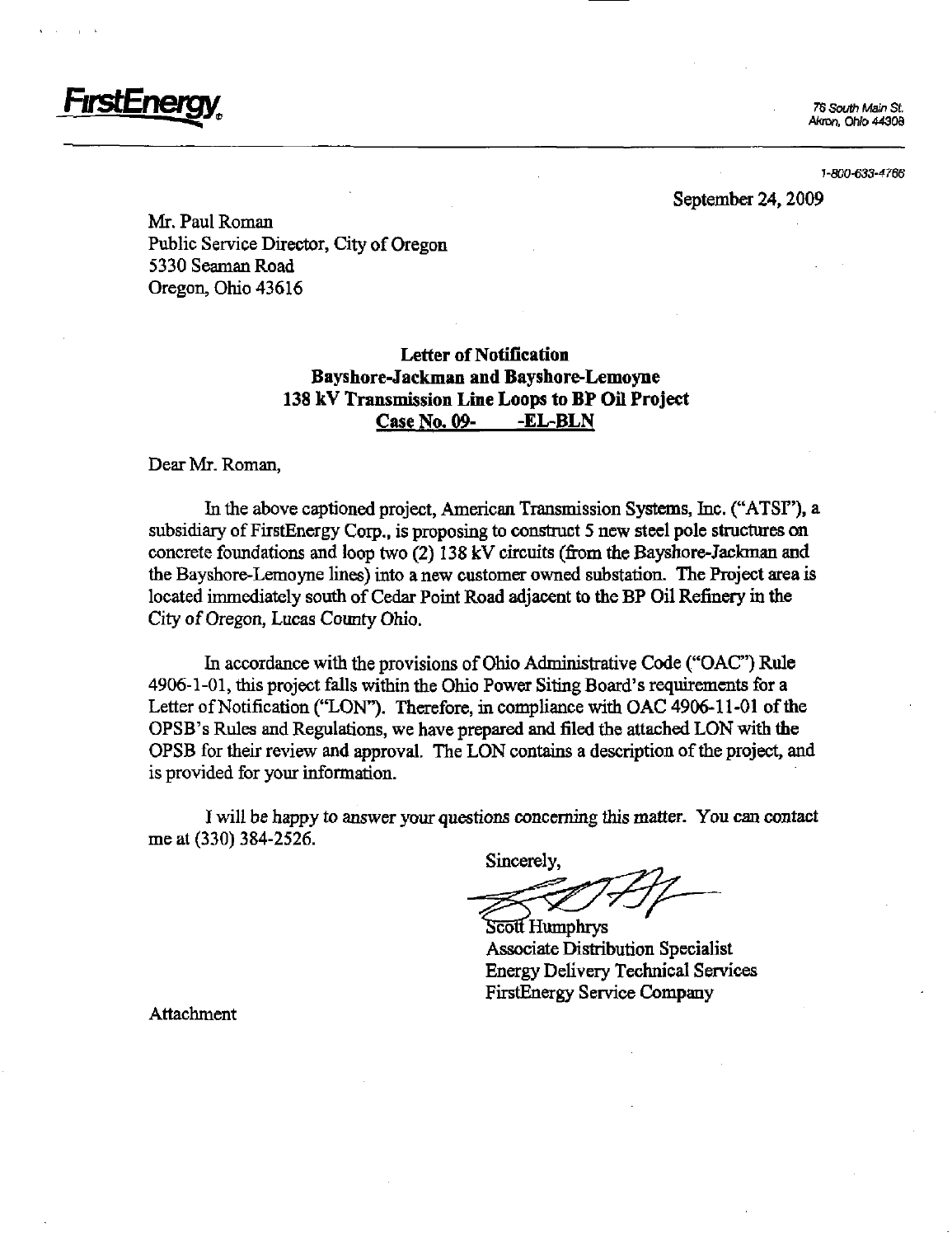**FirstEnergy**

76 South Main St.
Akron, Ohio 44308

1-800-633-4766

September 24, 2009

Mr. Paul Roman
Public Service Director, City of Oregon
5330 Seaman Road
Oregon, Ohio 43616

**Letter of Notification**
**Bayshore-Jackman and Bayshore-Lemoyne**
**138 kV Transmission Line Loops to BP Oil Project**
**Case No. 09- -EL-BLN**

Dear Mr. Roman,

In the above captioned project, American Transmission Systems, Inc. ("ATSI"), a subsidiary of FirstEnergy Corp., is proposing to construct 5 new steel pole structures on concrete foundations and loop two (2) 138 kV circuits (from the Bayshore-Jackman and the Bayshore-Lemoyne lines) into a new customer owned substation. The Project area is located immediately south of Cedar Point Road adjacent to the BP Oil Refinery in the City of Oregon, Lucas County Ohio.

In accordance with the provisions of Ohio Administrative Code ("OAC") Rule 4906-1-01, this project falls within the Ohio Power Siting Board's requirements for a Letter of Notification ("LON"). Therefore, in compliance with OAC 4906-11-01 of the OPSB's Rules and Regulations, we have prepared and filed the attached LON with the OPSB for their review and approval. The LON contains a description of the project, and is provided for your information.

I will be happy to answer your questions concerning this matter. You can contact me at (330) 384-2526.

Sincerely,

Scott Humphrys
Associate Distribution Specialist
Energy Delivery Technical Services
FirstEnergy Service Company

Attachment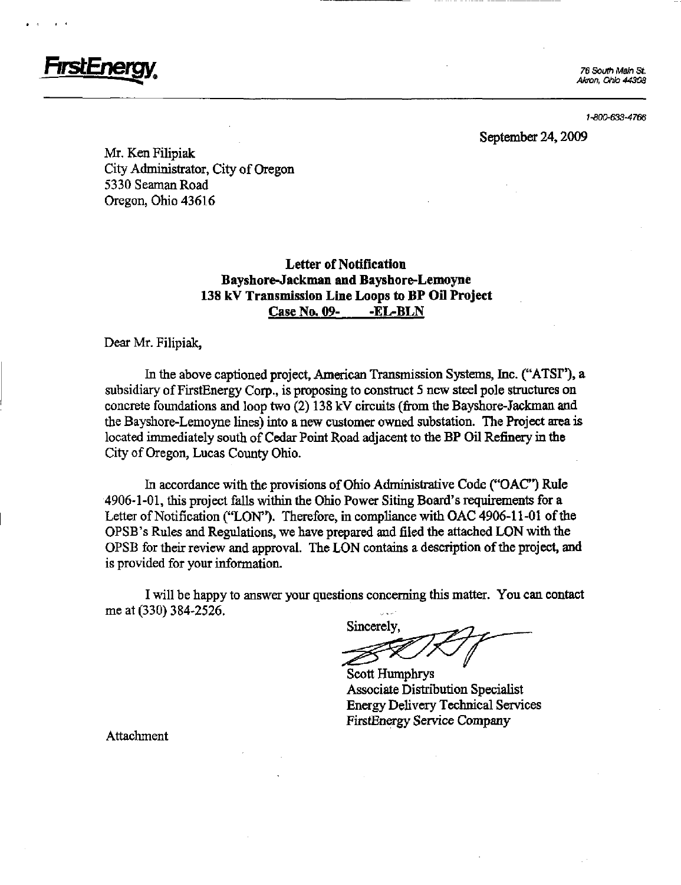**FirstEnergy**

76 South Main St.
Akron, Ohio 44308

1-800-633-4766

September 24, 2009

Mr. Ken Filipiak
City Administrator, City of Oregon
5330 Seaman Road
Oregon, Ohio 43616

**Letter of Notification**
**Bayshore-Jackman and Bayshore-Lemoyne**
**138 kV Transmission Line Loops to BP Oil Project**
**Case No. 09- -EL-BLN**

Dear Mr. Filipiak,

In the above captioned project, American Transmission Systems, Inc. ("ATSI"), a subsidiary of FirstEnergy Corp., is proposing to construct 5 new steel pole structures on concrete foundations and loop two (2) 138 kV circuits (from the Bayshore-Jackman and the Bayshore-Lemoyne lines) into a new customer owned substation. The Project area is located immediately south of Cedar Point Road adjacent to the BP Oil Refinery in the City of Oregon, Lucas County Ohio.

In accordance with the provisions of Ohio Administrative Code ("OAC") Rule 4906-1-01, this project falls within the Ohio Power Siting Board's requirements for a Letter of Notification ("LON"). Therefore, in compliance with OAC 4906-11-01 of the OPSB's Rules and Regulations, we have prepared and filed the attached LON with the OPSB for their review and approval. The LON contains a description of the project, and is provided for your information.

I will be happy to answer your questions concerning this matter. You can contact me at (330) 384-2526.

Sincerely,

Scott Humphrys
Associate Distribution Specialist
Energy Delivery Technical Services
FirstEnergy Service Company

Attachment